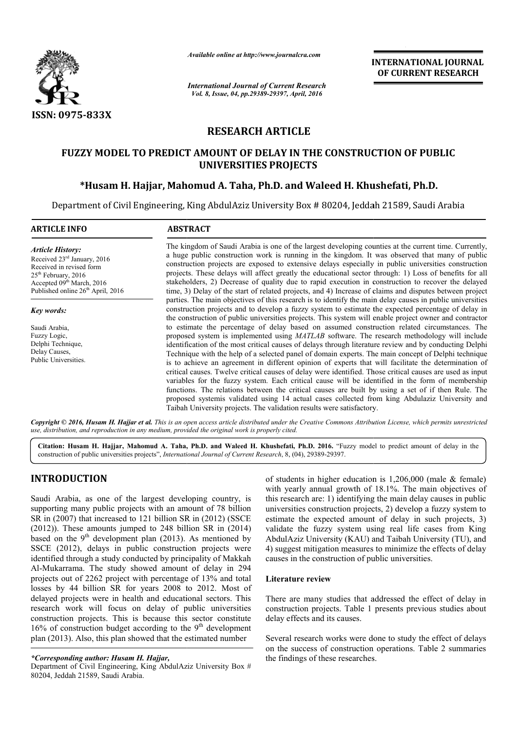*Available online at http://www.journalcra.com*

*International Journal of Current Research*
*Vol. 8, Issue, 04, pp.29389-29397, April, 2016*

**INTERNATIONAL JOURNAL OF CURRENT RESEARCH**

ISSN: 0975-833X

# RESEARCH ARTICLE

## FUZZY MODEL TO PREDICT AMOUNT OF DELAY IN THE CONSTRUCTION OF PUBLIC UNIVERSITIES PROJECTS

**\*Husam H. Hajjar, Mahomud A. Taha, Ph.D. and Waleed H. Khushefati, Ph.D.**

Department of Civil Engineering, King AbdulAziz University Box # 80204, Jeddah 21589, Saudi Arabia

### ARTICLE INFO

*Article History:*
Received 23rd January, 2016
Received in revised form 25th February, 2016
Accepted 09th March, 2016
Published online 26th April, 2016

*Key words:*
Saudi Arabia,
Fuzzy Logic,
Delphi Technique,
Delay Causes,
Public Universities.

### ABSTRACT

The kingdom of Saudi Arabia is one of the largest developing counties at the current time. Currently, a huge public construction work is running in the kingdom. It was observed that many of public construction projects are exposed to extensive delays especially in public universities construction projects. These delays will affect greatly the educational sector through: 1) Loss of benefits for all stakeholders, 2) Decrease of quality due to rapid execution in construction to recover the delayed time, 3) Delay of the start of related projects, and 4) Increase of claims and disputes between project parties. The main objectives of this research is to identify the main delay causes in public universities construction projects and to develop a fuzzy system to estimate the expected percentage of delay in the construction of public universities projects. This system will enable project owner and contractor to estimate the percentage of delay based on assumed construction related circumstances. The proposed system is implemented using *MATLAB* software. The research methodology will include identification of the most critical causes of delays through literature review and by conducting Delphi Technique with the help of a selected panel of domain experts. The main concept of Delphi technique is to achieve an agreement in different opinion of experts that will facilitate the determination of critical causes. Twelve critical causes of delay were identified. Those critical causes are used as input variables for the fuzzy system. Each critical cause will be identified in the form of membership functions. The relations between the critical causes are built by using a set of if then Rule. The proposed systemis validated using 14 actual cases collected from king Abdulaziz University and Taibah University projects. The validation results were satisfactory.

*Copyright © 2016, Husam H. Hajjar et al. This is an open access article distributed under the Creative Commons Attribution License, which permits unrestricted use, distribution, and reproduction in any medium, provided the original work is properly cited.*

**Citation: Husam H. Hajjar, Mahomud A. Taha, Ph.D. and Waleed H. Khushefati, Ph.D. 2016.** "Fuzzy model to predict amount of delay in the construction of public universities projects", *International Journal of Current Research*, 8, (04), 29389-29397.

## INTRODUCTION

Saudi Arabia, as one of the largest developing country, is supporting many public projects with an amount of 78 billion SR in (2007) that increased to 121 billion SR in (2012) (SSCE (2012)). These amounts jumped to 248 billion SR in (2014) based on the 9th development plan (2013). As mentioned by SSCE (2012), delays in public construction projects were identified through a study conducted by principality of Makkah Al-Mukarrama. The study showed amount of delay in 294 projects out of 2262 project with percentage of 13% and total losses by 44 billion SR for years 2008 to 2012. Most of delayed projects were in health and educational sectors. This research work will focus on delay of public universities construction projects. This is because this sector constitute 16% of construction budget according to the 9th development plan (2013). Also, this plan showed that the estimated number of students in higher education is 1,206,000 (male & female) with yearly annual growth of 18.1%. The main objectives of this research are: 1) identifying the main delay causes in public universities construction projects, 2) develop a fuzzy system to estimate the expected amount of delay in such projects, 3) validate the fuzzy system using real life cases from King AbdulAziz University (KAU) and Taibah University (TU), and 4) suggest mitigation measures to minimize the effects of delay causes in the construction of public universities.

*\*Corresponding author: Husam H. Hajjar,*
Department of Civil Engineering, King AbdulAziz University Box # 80204, Jeddah 21589, Saudi Arabia.

### Literature review

There are many studies that addressed the effect of delay in construction projects. Table 1 presents previous studies about delay effects and its causes.

Several research works were done to study the effect of delays on the success of construction operations. Table 2 summaries the findings of these researches.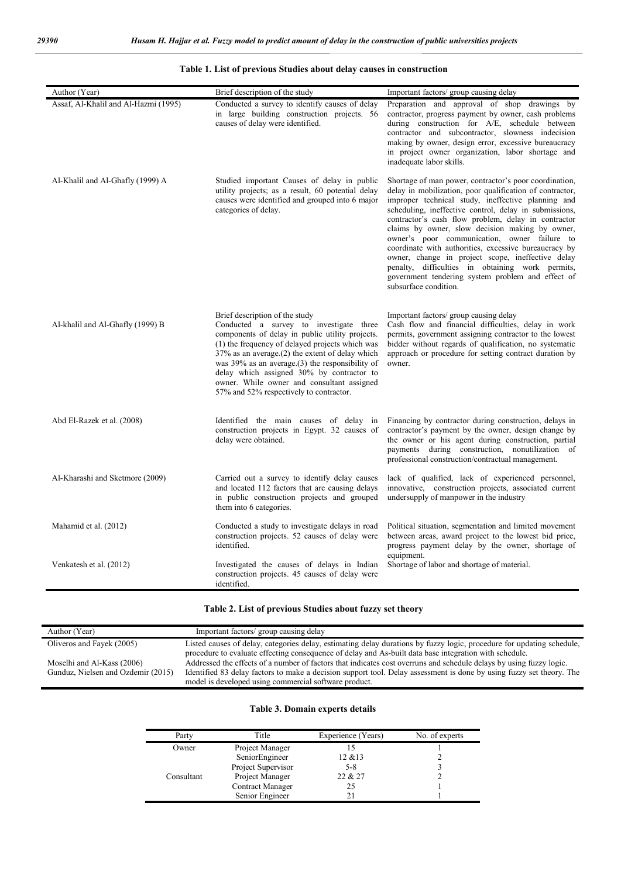**Table 1. List of previous Studies about delay causes in construction**

| Author (Year) | Brief description of the study | Important factors/ group causing delay |
|---|---|---|
| Assaf, Al-Khalil and Al-Hazmi (1995) | Conducted a survey to identify causes of delay in large building construction projects. 56 causes of delay were identified. | Preparation and approval of shop drawings by contractor, progress payment by owner, cash problems during construction for A/E, schedule between contractor and subcontractor, slowness indecision making by owner, design error, excessive bureaucracy in project owner organization, labor shortage and inadequate labor skills. |
| Al-Khalil and Al-Ghafly (1999) A | Studied important Causes of delay in public utility projects; as a result, 60 potential delay causes were identified and grouped into 6 major categories of delay. | Shortage of man power, contractor's poor coordination, delay in mobilization, poor qualification of contractor, improper technical study, ineffective planning and scheduling, ineffective control, delay in submissions, contractor's cash flow problem, delay in contractor claims by owner, slow decision making by owner, owner's poor communication, owner failure to coordinate with authorities, excessive bureaucracy by owner, change in project scope, ineffective delay penalty, difficulties in obtaining work permits, government tendering system problem and effect of subsurface condition. |
| | Brief description of the study | Important factors/ group causing delay |
| Al-khalil and Al-Ghafly (1999) B | Conducted a survey to investigate three components of delay in public utility projects. (1) the frequency of delayed projects which was 37% as an average.(2) the extent of delay which was 39% as an average.(3) the responsibility of delay which assigned 30% by contractor to owner. While owner and consultant assigned 57% and 52% respectively to contractor. | Cash flow and financial difficulties, delay in work permits, government assigning contractor to the lowest bidder without regards of qualification, no systematic approach or procedure for setting contract duration by owner. |
| Abd El-Razek et al. (2008) | Identified the main causes of delay in construction projects in Egypt. 32 causes of delay were obtained. | Financing by contractor during construction, delays in contractor's payment by the owner, design change by the owner or his agent during construction, partial payments during construction, nonutilization of professional construction/contractual management. |
| Al-Kharashi and Sketmore (2009) | Carried out a survey to identify delay causes and located 112 factors that are causing delays in public construction projects and grouped them into 6 categories. | lack of qualified, lack of experienced personnel, innovative, construction projects, associated current undersupply of manpower in the industry |
| Mahamid et al. (2012) | Conducted a study to investigate delays in road construction projects. 52 causes of delay were identified. | Political situation, segmentation and limited movement between areas, award project to the lowest bid price, progress payment delay by the owner, shortage of equipment. |
| Venkatesh et al. (2012) | Investigated the causes of delays in Indian construction projects. 45 causes of delay were identified. | Shortage of labor and shortage of material. |

**Table 2. List of previous Studies about fuzzy set theory**

| Author (Year) | Important factors/ group causing delay |
|---|---|
| Oliveros and Fayek (2005) | Listed causes of delay, categories delay, estimating delay durations by fuzzy logic, procedure for updating schedule, procedure to evaluate effecting consequence of delay and As-built data base integration with schedule. |
| Moselhi and Al-Kass (2006) | Addressed the effects of a number of factors that indicates cost overruns and schedule delays by using fuzzy logic. |
| Gunduz, Nielsen and Ozdemir (2015) | Identified 83 delay factors to make a decision support tool. Delay assessment is done by using fuzzy set theory. The model is developed using commercial software product. |

**Table 3. Domain experts details**

| Party | Title | Experience (Years) | No. of experts |
|---|---|---|---|
| Owner | Project Manager | 15 | 1 |
| | SeniorEngineer | 12 &13 | 2 |
| | Project Supervisor | 5-8 | 3 |
| Consultant | Project Manager | 22 & 27 | 2 |
| | Contract Manager | 25 | 1 |
| | Senior Engineer | 21 | 1 |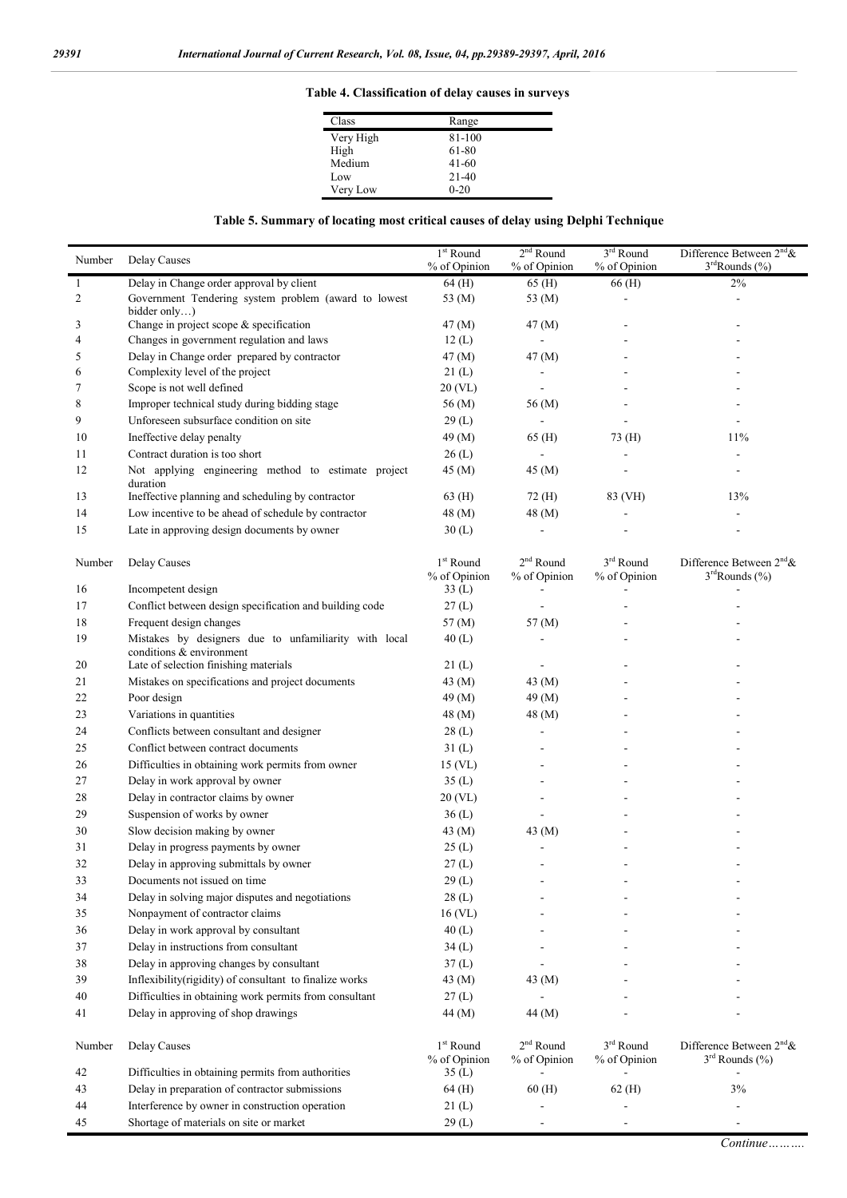**Table 4. Classification of delay causes in surveys**

| Class | Range |
|---|---|
| Very High | 81-100 |
| High | 61-80 |
| Medium | 41-60 |
| Low | 21-40 |
| Very Low | 0-20 |

**Table 5. Summary of locating most critical causes of delay using Delphi Technique**

| Number | Delay Causes | 1st Round % of Opinion | 2nd Round % of Opinion | 3rd Round % of Opinion | Difference Between 2nd & 3rd Rounds (%) |
|---|---|---|---|---|---|
| 1 | Delay in Change order approval by client | 64 (H) | 65 (H) | 66 (H) | 2% |
| 2 | Government Tendering system problem (award to lowest bidder only…) | 53 (M) | 53 (M) | - | - |
| 3 | Change in project scope & specification | 47 (M) | 47 (M) | - | - |
| 4 | Changes in government regulation and laws | 12 (L) | - | - | - |
| 5 | Delay in Change order prepared by contractor | 47 (M) | 47 (M) | - | - |
| 6 | Complexity level of the project | 21 (L) | - | - | - |
| 7 | Scope is not well defined | 20 (VL) | - | - | - |
| 8 | Improper technical study during bidding stage | 56 (M) | 56 (M) | - | - |
| 9 | Unforeseen subsurface condition on site | 29 (L) | - | - | - |
| 10 | Ineffective delay penalty | 49 (M) | 65 (H) | 73 (H) | 11% |
| 11 | Contract duration is too short | 26 (L) | - | - | - |
| 12 | Not applying engineering method to estimate project duration | 45 (M) | 45 (M) | - | - |
| 13 | Ineffective planning and scheduling by contractor | 63 (H) | 72 (H) | 83 (VH) | 13% |
| 14 | Low incentive to be ahead of schedule by contractor | 48 (M) | 48 (M) | - | - |
| 15 | Late in approving design documents by owner | 30 (L) | - | - | - |
| 16 | Incompetent design | 33 (L) | - | - | - |
| 17 | Conflict between design specification and building code | 27 (L) | - | - | - |
| 18 | Frequent design changes | 57 (M) | 57 (M) | - | - |
| 19 | Mistakes by designers due to unfamiliarity with local conditions & environment | 40 (L) | - | - | - |
| 20 | Late of selection finishing materials | 21 (L) | - | - | - |
| 21 | Mistakes on specifications and project documents | 43 (M) | 43 (M) | - | - |
| 22 | Poor design | 49 (M) | 49 (M) | - | - |
| 23 | Variations in quantities | 48 (M) | 48 (M) | - | - |
| 24 | Conflicts between consultant and designer | 28 (L) | - | - | - |
| 25 | Conflict between contract documents | 31 (L) | - | - | - |
| 26 | Difficulties in obtaining work permits from owner | 15 (VL) | - | - | - |
| 27 | Delay in work approval by owner | 35 (L) | - | - | - |
| 28 | Delay in contractor claims by owner | 20 (VL) | - | - | - |
| 29 | Suspension of works by owner | 36 (L) | - | - | - |
| 30 | Slow decision making by owner | 43 (M) | 43 (M) | - | - |
| 31 | Delay in progress payments by owner | 25 (L) | - | - | - |
| 32 | Delay in approving submittals by owner | 27 (L) | - | - | - |
| 33 | Documents not issued on time | 29 (L) | - | - | - |
| 34 | Delay in solving major disputes and negotiations | 28 (L) | - | - | - |
| 35 | Nonpayment of contractor claims | 16 (VL) | - | - | - |
| 36 | Delay in work approval by consultant | 40 (L) | - | - | - |
| 37 | Delay in instructions from consultant | 34 (L) | - | - | - |
| 38 | Delay in approving changes by consultant | 37 (L) | - | - | - |
| 39 | Inflexibility(rigidity) of consultant to finalize works | 43 (M) | 43 (M) | - | - |
| 40 | Difficulties in obtaining work permits from consultant | 27 (L) | - | - | - |
| 41 | Delay in approving of shop drawings | 44 (M) | 44 (M) | - | - |
| 42 | Difficulties in obtaining permits from authorities | 35 (L) | - | - | - |
| 43 | Delay in preparation of contractor submissions | 64 (H) | 60 (H) | 62 (H) | 3% |
| 44 | Interference by owner in construction operation | 21 (L) | - | - | - |
| 45 | Shortage of materials on site or market | 29 (L) | - | - | - |

*Continue……….*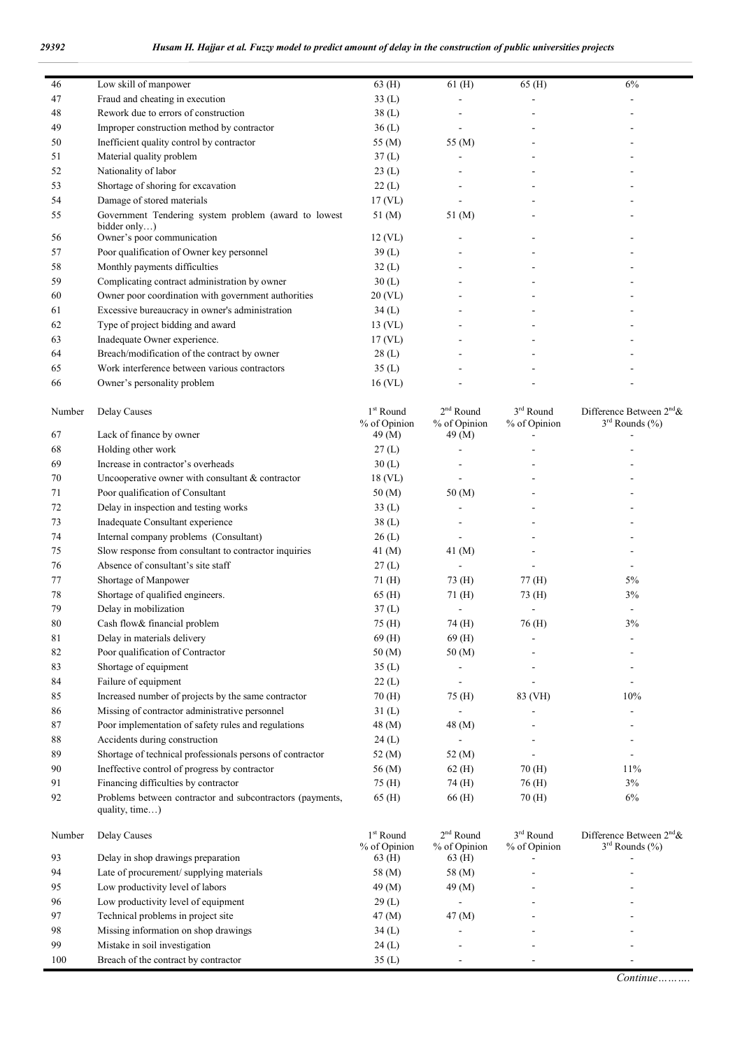| Number | Delay Causes | 1st Round % of Opinion | 2nd Round % of Opinion | 3rd Round % of Opinion | Difference Between 2nd & 3rd Rounds (%) |
|---|---|---|---|---|---|
| 46 | Low skill of manpower | 63 (H) | 61 (H) | 65 (H) | 6% |
| 47 | Fraud and cheating in execution | 33 (L) | - | - | - |
| 48 | Rework due to errors of construction | 38 (L) | - | - | - |
| 49 | Improper construction method by contractor | 36 (L) | - | - | - |
| 50 | Inefficient quality control by contractor | 55 (M) | 55 (M) | - | - |
| 51 | Material quality problem | 37 (L) | - | - | - |
| 52 | Nationality of labor | 23 (L) | - | - | - |
| 53 | Shortage of shoring for excavation | 22 (L) | - | - | - |
| 54 | Damage of stored materials | 17 (VL) | - | - | - |
| 55 | Government Tendering system problem (award to lowest bidder only…) | 51 (M) | 51 (M) | - | - |
| 56 | Owner's poor communication | 12 (VL) | - | - | - |
| 57 | Poor qualification of Owner key personnel | 39 (L) | - | - | - |
| 58 | Monthly payments difficulties | 32 (L) | - | - | - |
| 59 | Complicating contract administration by owner | 30 (L) | - | - | - |
| 60 | Owner poor coordination with government authorities | 20 (VL) | - | - | - |
| 61 | Excessive bureaucracy in owner's administration | 34 (L) | - | - | - |
| 62 | Type of project bidding and award | 13 (VL) | - | - | - |
| 63 | Inadequate Owner experience. | 17 (VL) | - | - | - |
| 64 | Breach/modification of the contract by owner | 28 (L) | - | - | - |
| 65 | Work interference between various contractors | 35 (L) | - | - | - |
| 66 | Owner's personality problem | 16 (VL) | - | - | - |
| 67 | Lack of finance by owner | 49 (M) | 49 (M) | - | - |
| 68 | Holding other work | 27 (L) | - | - | - |
| 69 | Increase in contractor's overheads | 30 (L) | - | - | - |
| 70 | Uncooperative owner with consultant & contractor | 18 (VL) | - | - | - |
| 71 | Poor qualification of Consultant | 50 (M) | 50 (M) | - | - |
| 72 | Delay in inspection and testing works | 33 (L) | - | - | - |
| 73 | Inadequate Consultant experience | 38 (L) | - | - | - |
| 74 | Internal company problems (Consultant) | 26 (L) | - | - | - |
| 75 | Slow response from consultant to contractor inquiries | 41 (M) | 41 (M) | - | - |
| 76 | Absence of consultant's site staff | 27 (L) | - | - | - |
| 77 | Shortage of Manpower | 71 (H) | 73 (H) | 77 (H) | 5% |
| 78 | Shortage of qualified engineers. | 65 (H) | 71 (H) | 73 (H) | 3% |
| 79 | Delay in mobilization | 37 (L) | - | - | - |
| 80 | Cash flow& financial problem | 75 (H) | 74 (H) | 76 (H) | 3% |
| 81 | Delay in materials delivery | 69 (H) | 69 (H) | - | - |
| 82 | Poor qualification of Contractor | 50 (M) | 50 (M) | - | - |
| 83 | Shortage of equipment | 35 (L) | - | - | - |
| 84 | Failure of equipment | 22 (L) | - | - | - |
| 85 | Increased number of projects by the same contractor | 70 (H) | 75 (H) | 83 (VH) | 10% |
| 86 | Missing of contractor administrative personnel | 31 (L) | - | - | - |
| 87 | Poor implementation of safety rules and regulations | 48 (M) | 48 (M) | - | - |
| 88 | Accidents during construction | 24 (L) | - | - | - |
| 89 | Shortage of technical professionals persons of contractor | 52 (M) | 52 (M) | - | - |
| 90 | Ineffective control of progress by contractor | 56 (M) | 62 (H) | 70 (H) | 11% |
| 91 | Financing difficulties by contractor | 75 (H) | 74 (H) | 76 (H) | 3% |
| 92 | Problems between contractor and subcontractors (payments, quality, time…) | 65 (H) | 66 (H) | 70 (H) | 6% |
| 93 | Delay in shop drawings preparation | 63 (H) | 63 (H) | - | - |
| 94 | Late of procurement/ supplying materials | 58 (M) | 58 (M) | - | - |
| 95 | Low productivity level of labors | 49 (M) | 49 (M) | - | - |
| 96 | Low productivity level of equipment | 29 (L) | - | - | - |
| 97 | Technical problems in project site | 47 (M) | 47 (M) | - | - |
| 98 | Missing information on shop drawings | 34 (L) | - | - | - |
| 99 | Mistake in soil investigation | 24 (L) | - | - | - |
| 100 | Breach of the contract by contractor | 35 (L) | - | - | - |

*Continue……….*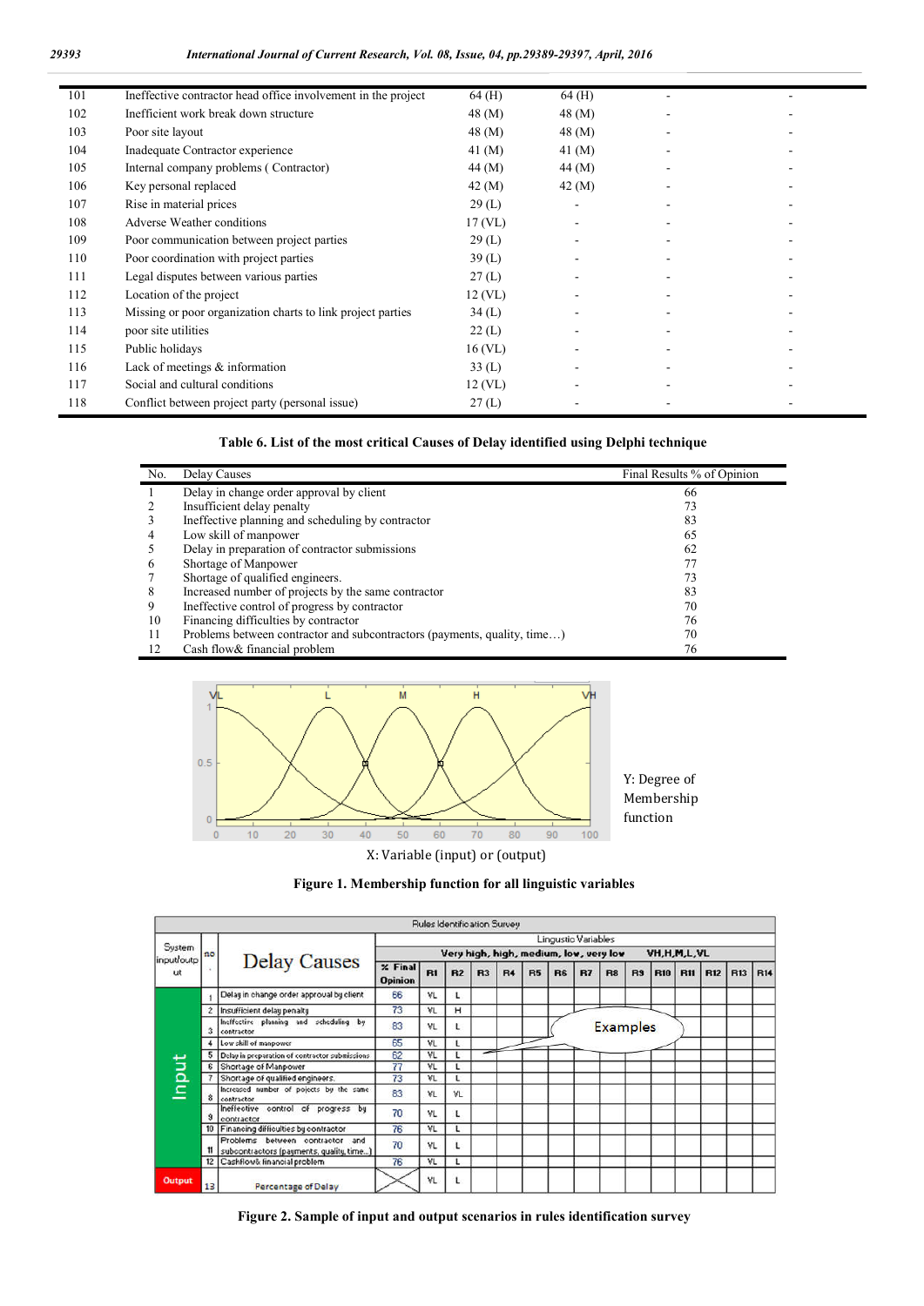| | | | | | |
|---|---|---|---|---|---|
| 101 | Ineffective contractor head office involvement in the project | 64 (H) | 64 (H) | - | - |
| 102 | Inefficient work break down structure | 48 (M) | 48 (M) | - | - |
| 103 | Poor site layout | 48 (M) | 48 (M) | - | - |
| 104 | Inadequate Contractor experience | 41 (M) | 41 (M) | - | - |
| 105 | Internal company problems ( Contractor) | 44 (M) | 44 (M) | - | - |
| 106 | Key personal replaced | 42 (M) | 42 (M) | - | - |
| 107 | Rise in material prices | 29 (L) | - | - | - |
| 108 | Adverse Weather conditions | 17 (VL) | - | - | - |
| 109 | Poor communication between project parties | 29 (L) | - | - | - |
| 110 | Poor coordination with project parties | 39 (L) | - | - | - |
| 111 | Legal disputes between various parties | 27 (L) | - | - | - |
| 112 | Location of the project | 12 (VL) | - | - | - |
| 113 | Missing or poor organization charts to link project parties | 34 (L) | - | - | - |
| 114 | poor site utilities | 22 (L) | - | - | - |
| 115 | Public holidays | 16 (VL) | - | - | - |
| 116 | Lack of meetings & information | 33 (L) | - | - | - |
| 117 | Social and cultural conditions | 12 (VL) | - | - | - |
| 118 | Conflict between project party (personal issue) | 27 (L) | - | - | - |

**Table 6. List of the most critical Causes of Delay identified using Delphi technique**

| No. | Delay Causes | Final Results % of Opinion |
|---|---|---|
| 1 | Delay in change order approval by client | 66 |
| 2 | Insufficient delay penalty | 73 |
| 3 | Ineffective planning and scheduling by contractor | 83 |
| 4 | Low skill of manpower | 65 |
| 5 | Delay in preparation of contractor submissions | 62 |
| 6 | Shortage of Manpower | 77 |
| 7 | Shortage of qualified engineers. | 73 |
| 8 | Increased number of projects by the same contractor | 83 |
| 9 | Ineffective control of progress by contractor | 70 |
| 10 | Financing difficulties by contractor | 76 |
| 11 | Problems between contractor and subcontractors (payments, quality, time…) | 70 |
| 12 | Cash flow& financial problem | 76 |

Y: Degree of Membership function

X: Variable (input) or (output)

**Figure 1. Membership function for all linguistic variables**

**Figure 2. Sample of input and output scenarios in rules identification survey**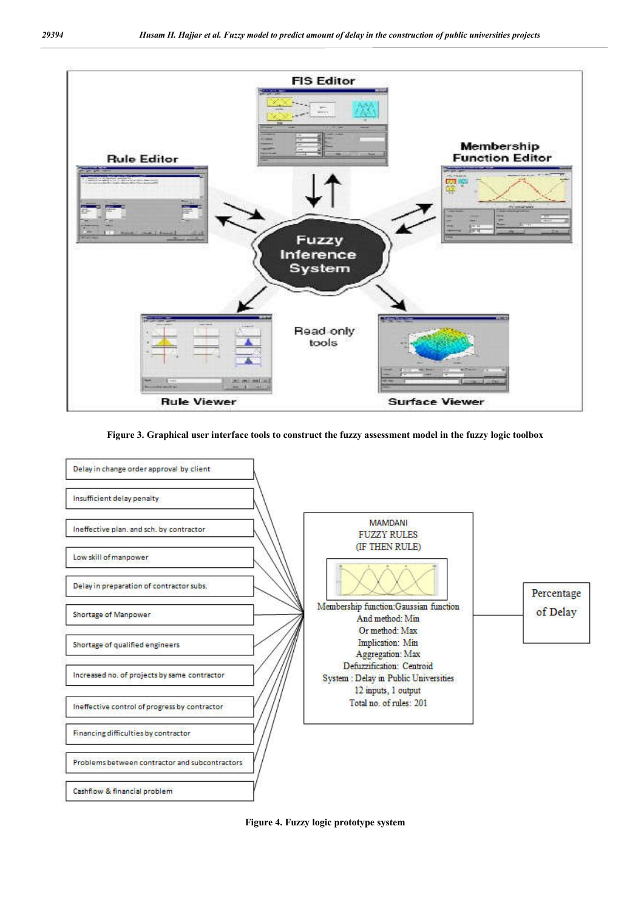**Figure 3. Graphical user interface tools to construct the fuzzy assessment model in the fuzzy logic toolbox**

**Figure 4. Fuzzy logic prototype system**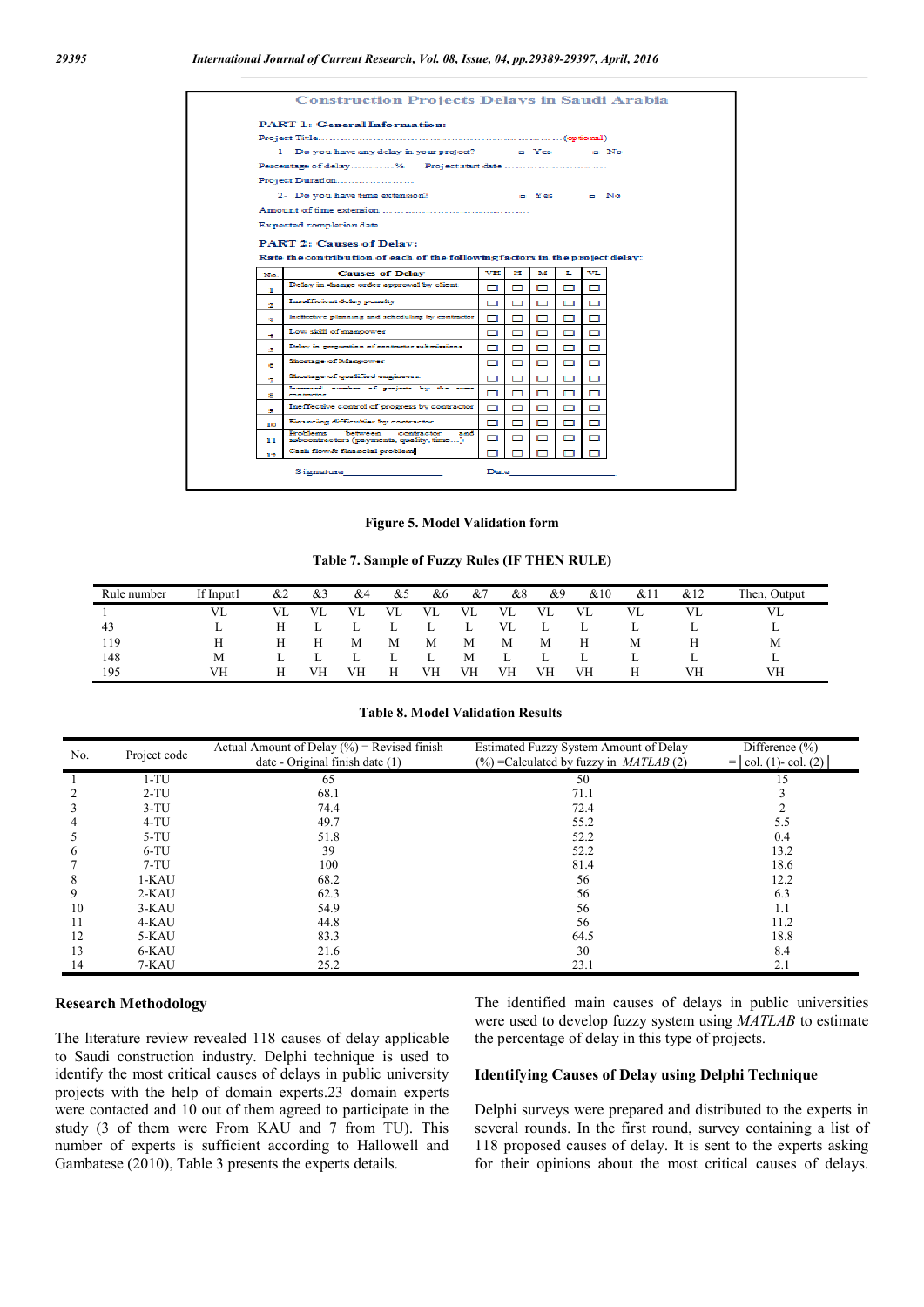Construction Projects Delays in Saudi Arabia

**PART 1: General Information:**

Project Title……………………………………………………………………(optional)

1- Do you have any delay in your project? ▫ Yes ▫ No

Percentage of delay…………% Project start date ………………………………

Project Duration……………………

2- Do you have time extension? ▫ Yes ▫ No

Amount of time extension ……………………………………

Expected completion date……………………………………

**PART 2: Causes of Delay:**

**Rate the contribution of each of the following factors in the project delay:**

| No. | Causes of Delay | VH | H | M | L | VL |
|---|---|---|---|---|---|---|
| 1 | Delay in change order approval by client | ▫ | ▫ | ▫ | ▫ | ▫ |
| 2 | Insufficient delay penalty | ▫ | ▫ | ▫ | ▫ | ▫ |
| 3 | Ineffective planning and scheduling by contractor | ▫ | ▫ | ▫ | ▫ | ▫ |
| 4 | Low skill of manpower | ▫ | ▫ | ▫ | ▫ | ▫ |
| 5 | Delay in preparation of contractor submissions | ▫ | ▫ | ▫ | ▫ | ▫ |
| 6 | Shortage of Manpower | ▫ | ▫ | ▫ | ▫ | ▫ |
| 7 | Shortage of qualified engineers | ▫ | ▫ | ▫ | ▫ | ▫ |
| 8 | Increased number of projects by the same contractor | ▫ | ▫ | ▫ | ▫ | ▫ |
| 9 | Ineffective control of progress by contractor | ▫ | ▫ | ▫ | ▫ | ▫ |
| 10 | Financing difficulties by contractor | ▫ | ▫ | ▫ | ▫ | ▫ |
| 11 | Problems between contractor and subcontractors (payments, quality, time…) | ▫ | ▫ | ▫ | ▫ | ▫ |
| 12 | Cash flow & financial problem | ▫ | ▫ | ▫ | ▫ | ▫ |

Signature________________ Date________________

**Figure 5. Model Validation form**

**Table 7. Sample of Fuzzy Rules (IF THEN RULE)**

| Rule number | If Input1 | &2 | &3 | &4 | &5 | &6 | &7 | &8 | &9 | &10 | &11 | &12 | Then, Output |
|---|---|---|---|---|---|---|---|---|---|---|---|---|---|
| 1 | VL | VL | VL | VL | VL | VL | VL | VL | VL | VL | VL | VL | VL |
| 43 | L | H | L | L | L | L | L | VL | L | L | L | L | L |
| 119 | H | H | H | M | M | M | M | M | M | H | M | H | M |
| 148 | M | L | L | L | L | L | M | L | L | L | L | L | L |
| 195 | VH | H | VH | VH | H | VH | VH | VH | VH | VH | H | VH | VH |

**Table 8. Model Validation Results**

| No. | Project code | Actual Amount of Delay (%) = Revised finish date - Original finish date (1) | Estimated Fuzzy System Amount of Delay (%) =Calculated by fuzzy in *MATLAB* (2) | Difference (%) = \|col. (1)- col. (2)\| |
|---|---|---|---|---|
| 1 | 1-TU | 65 | 50 | 15 |
| 2 | 2-TU | 68.1 | 71.1 | 3 |
| 3 | 3-TU | 74.4 | 72.4 | 2 |
| 4 | 4-TU | 49.7 | 55.2 | 5.5 |
| 5 | 5-TU | 51.8 | 52.2 | 0.4 |
| 6 | 6-TU | 39 | 52.2 | 13.2 |
| 7 | 7-TU | 100 | 81.4 | 18.6 |
| 8 | 1-KAU | 68.2 | 56 | 12.2 |
| 9 | 2-KAU | 62.3 | 56 | 6.3 |
| 10 | 3-KAU | 54.9 | 56 | 1.1 |
| 11 | 4-KAU | 44.8 | 56 | 11.2 |
| 12 | 5-KAU | 83.3 | 64.5 | 18.8 |
| 13 | 6-KAU | 21.6 | 30 | 8.4 |
| 14 | 7-KAU | 25.2 | 23.1 | 2.1 |

## Research Methodology

The literature review revealed 118 causes of delay applicable to Saudi construction industry. Delphi technique is used to identify the most critical causes of delays in public university projects with the help of domain experts.23 domain experts were contacted and 10 out of them agreed to participate in the study (3 of them were From KAU and 7 from TU). This number of experts is sufficient according to Hallowell and Gambatese (2010), Table 3 presents the experts details.

The identified main causes of delays in public universities were used to develop fuzzy system using *MATLAB* to estimate the percentage of delay in this type of projects.

### Identifying Causes of Delay using Delphi Technique

Delphi surveys were prepared and distributed to the experts in several rounds. In the first round, survey containing a list of 118 proposed causes of delay. It is sent to the experts asking for their opinions about the most critical causes of delays.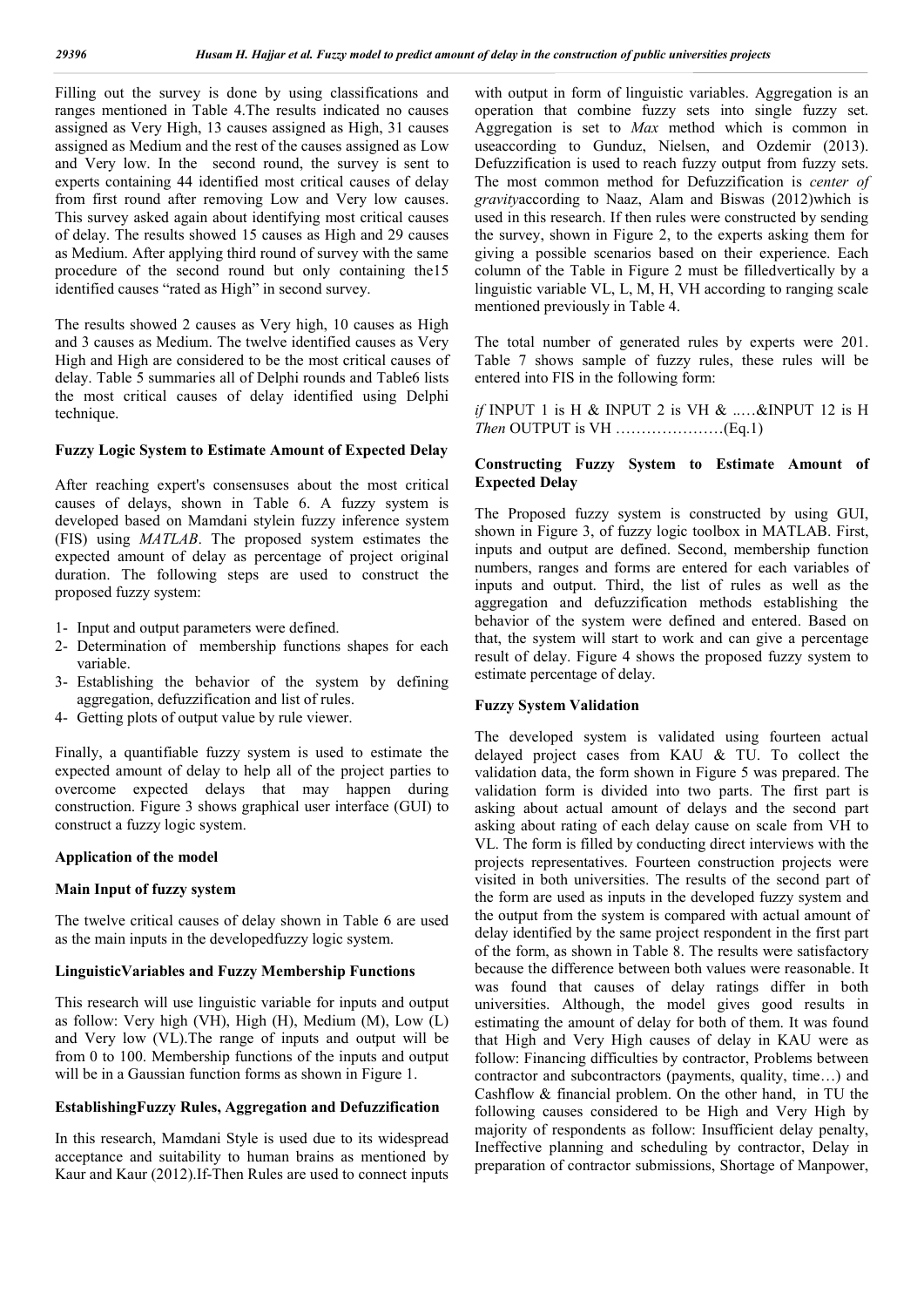Filling out the survey is done by using classifications and ranges mentioned in Table 4.The results indicated no causes assigned as Very High, 13 causes assigned as High, 31 causes assigned as Medium and the rest of the causes assigned as Low and Very low. In the second round, the survey is sent to experts containing 44 identified most critical causes of delay from first round after removing Low and Very low causes. This survey asked again about identifying most critical causes of delay. The results showed 15 causes as High and 29 causes as Medium. After applying third round of survey with the same procedure of the second round but only containing the15 identified causes "rated as High" in second survey.

The results showed 2 causes as Very high, 10 causes as High and 3 causes as Medium. The twelve identified causes as Very High and High are considered to be the most critical causes of delay. Table 5 summaries all of Delphi rounds and Table6 lists the most critical causes of delay identified using Delphi technique.

### Fuzzy Logic System to Estimate Amount of Expected Delay

After reaching expert's consensuses about the most critical causes of delays, shown in Table 6. A fuzzy system is developed based on Mamdani stylein fuzzy inference system (FIS) using *MATLAB*. The proposed system estimates the expected amount of delay as percentage of project original duration. The following steps are used to construct the proposed fuzzy system:

1- Input and output parameters were defined.
2- Determination of membership functions shapes for each variable.
3- Establishing the behavior of the system by defining aggregation, defuzzification and list of rules.
4- Getting plots of output value by rule viewer.

Finally, a quantifiable fuzzy system is used to estimate the expected amount of delay to help all of the project parties to overcome expected delays that may happen during construction. Figure 3 shows graphical user interface (GUI) to construct a fuzzy logic system.

### Application of the model

### Main Input of fuzzy system

The twelve critical causes of delay shown in Table 6 are used as the main inputs in the developedfuzzy logic system.

### LinguisticVariables and Fuzzy Membership Functions

This research will use linguistic variable for inputs and output as follow: Very high (VH), High (H), Medium (M), Low (L) and Very low (VL).The range of inputs and output will be from 0 to 100. Membership functions of the inputs and output will be in a Gaussian function forms as shown in Figure 1.

### EstablishingFuzzy Rules, Aggregation and Defuzzification

In this research, Mamdani Style is used due to its widespread acceptance and suitability to human brains as mentioned by Kaur and Kaur (2012).If-Then Rules are used to connect inputs with output in form of linguistic variables. Aggregation is an operation that combine fuzzy sets into single fuzzy set. Aggregation is set to *Max* method which is common in useaccording to Gunduz, Nielsen, and Ozdemir (2013). Defuzzification is used to reach fuzzy output from fuzzy sets. The most common method for Defuzzification is *center of gravity*according to Naaz, Alam and Biswas (2012)which is used in this research. If then rules were constructed by sending the survey, shown in Figure 2, to the experts asking them for giving a possible scenarios based on their experience. Each column of the Table in Figure 2 must be filledvertically by a linguistic variable VL, L, M, H, VH according to ranging scale mentioned previously in Table 4.

The total number of generated rules by experts were 201. Table 7 shows sample of fuzzy rules, these rules will be entered into FIS in the following form:

*if* INPUT 1 is H & INPUT 2 is VH & ..…&INPUT 12 is H *Then* OUTPUT is VH …………………(Eq.1)

### Constructing Fuzzy System to Estimate Amount of Expected Delay

The Proposed fuzzy system is constructed by using GUI, shown in Figure 3, of fuzzy logic toolbox in MATLAB. First, inputs and output are defined. Second, membership function numbers, ranges and forms are entered for each variables of inputs and output. Third, the list of rules as well as the aggregation and defuzzification methods establishing the behavior of the system were defined and entered. Based on that, the system will start to work and can give a percentage result of delay. Figure 4 shows the proposed fuzzy system to estimate percentage of delay.

### Fuzzy System Validation

The developed system is validated using fourteen actual delayed project cases from KAU & TU. To collect the validation data, the form shown in Figure 5 was prepared. The validation form is divided into two parts. The first part is asking about actual amount of delays and the second part asking about rating of each delay cause on scale from VH to VL. The form is filled by conducting direct interviews with the projects representatives. Fourteen construction projects were visited in both universities. The results of the second part of the form are used as inputs in the developed fuzzy system and the output from the system is compared with actual amount of delay identified by the same project respondent in the first part of the form, as shown in Table 8. The results were satisfactory because the difference between both values were reasonable. It was found that causes of delay ratings differ in both universities. Although, the model gives good results in estimating the amount of delay for both of them. It was found that High and Very High causes of delay in KAU were as follow: Financing difficulties by contractor, Problems between contractor and subcontractors (payments, quality, time…) and Cashflow & financial problem. On the other hand, in TU the following causes considered to be High and Very High by majority of respondents as follow: Insufficient delay penalty, Ineffective planning and scheduling by contractor, Delay in preparation of contractor submissions, Shortage of Manpower,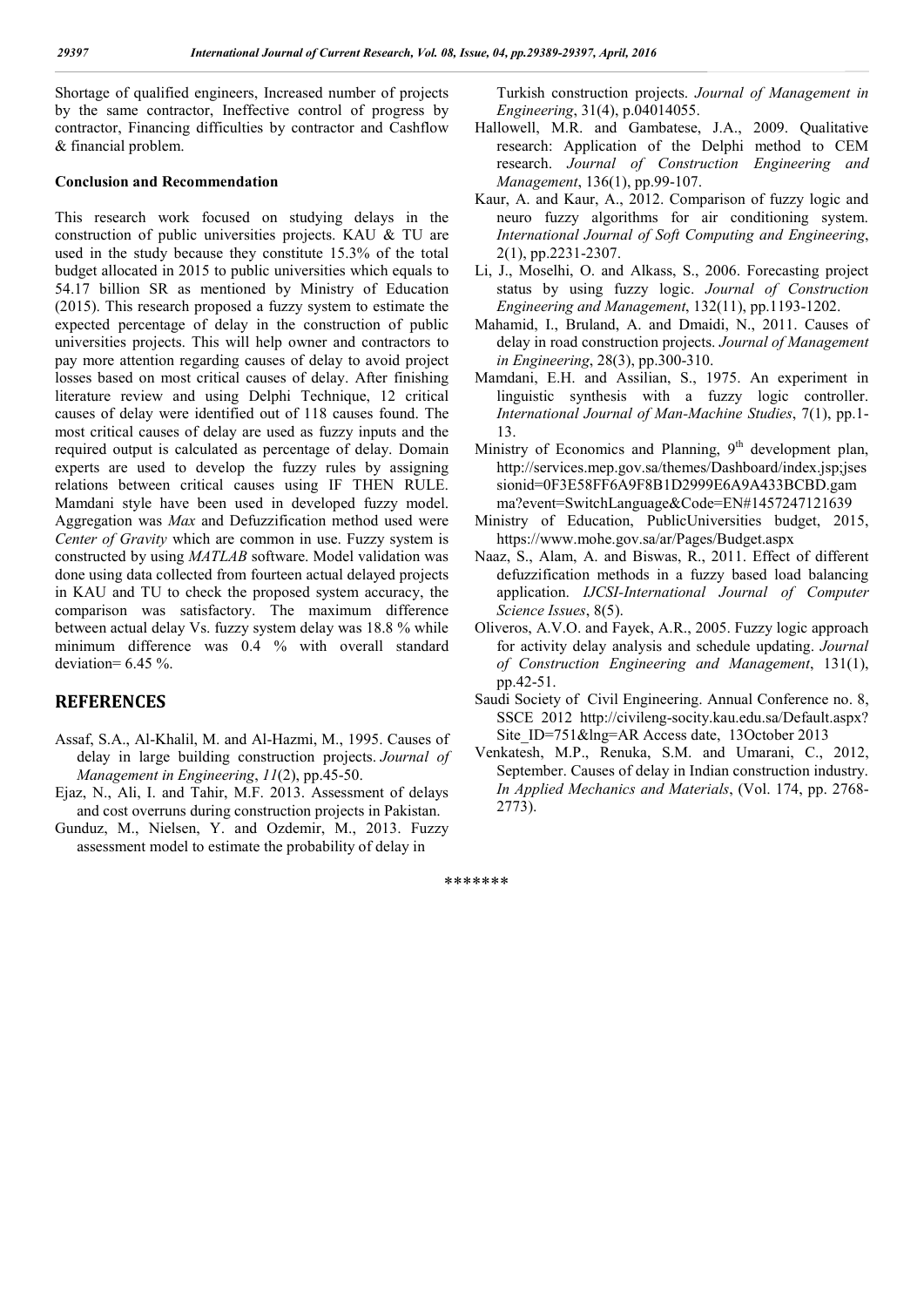Shortage of qualified engineers, Increased number of projects by the same contractor, Ineffective control of progress by contractor, Financing difficulties by contractor and Cashflow & financial problem.

### Conclusion and Recommendation

This research work focused on studying delays in the construction of public universities projects. KAU & TU are used in the study because they constitute 15.3% of the total budget allocated in 2015 to public universities which equals to 54.17 billion SR as mentioned by Ministry of Education (2015). This research proposed a fuzzy system to estimate the expected percentage of delay in the construction of public universities projects. This will help owner and contractors to pay more attention regarding causes of delay to avoid project losses based on most critical causes of delay. After finishing literature review and using Delphi Technique, 12 critical causes of delay were identified out of 118 causes found. The most critical causes of delay are used as fuzzy inputs and the required output is calculated as percentage of delay. Domain experts are used to develop the fuzzy rules by assigning relations between critical causes using IF THEN RULE. Mamdani style have been used in developed fuzzy model. Aggregation was *Max* and Defuzzification method used were *Center of Gravity* which are common in use. Fuzzy system is constructed by using *MATLAB* software. Model validation was done using data collected from fourteen actual delayed projects in KAU and TU to check the proposed system accuracy, the comparison was satisfactory. The maximum difference between actual delay Vs. fuzzy system delay was 18.8 % while minimum difference was 0.4 % with overall standard deviation= 6.45 %.

## REFERENCES

Assaf, S.A., Al-Khalil, M. and Al-Hazmi, M., 1995. Causes of delay in large building construction projects. *Journal of Management in Engineering*, *11*(2), pp.45-50.

Ejaz, N., Ali, I. and Tahir, M.F. 2013. Assessment of delays and cost overruns during construction projects in Pakistan.

Gunduz, M., Nielsen, Y. and Ozdemir, M., 2013. Fuzzy assessment model to estimate the probability of delay in Turkish construction projects. *Journal of Management in Engineering*, 31(4), p.04014055.

Hallowell, M.R. and Gambatese, J.A., 2009. Qualitative research: Application of the Delphi method to CEM research. *Journal of Construction Engineering and Management*, 136(1), pp.99-107.

Kaur, A. and Kaur, A., 2012. Comparison of fuzzy logic and neuro fuzzy algorithms for air conditioning system. *International Journal of Soft Computing and Engineering*, 2(1), pp.2231-2307.

Li, J., Moselhi, O. and Alkass, S., 2006. Forecasting project status by using fuzzy logic. *Journal of Construction Engineering and Management*, 132(11), pp.1193-1202.

Mahamid, I., Bruland, A. and Dmaidi, N., 2011. Causes of delay in road construction projects. *Journal of Management in Engineering*, 28(3), pp.300-310.

Mamdani, E.H. and Assilian, S., 1975. An experiment in linguistic synthesis with a fuzzy logic controller. *International Journal of Man-Machine Studies*, 7(1), pp.1-13.

Ministry of Economics and Planning, 9th development plan, http://services.mep.gov.sa/themes/Dashboard/index.jsp;jsessionid=0F3E58FF6A9F8B1D2999E6A9A433BCBD.gamma?event=SwitchLanguage&Code=EN#1457247121639

Ministry of Education, PublicUniversities budget, 2015, https://www.mohe.gov.sa/ar/Pages/Budget.aspx

Naaz, S., Alam, A. and Biswas, R., 2011. Effect of different defuzzification methods in a fuzzy based load balancing application. *IJCSI-International Journal of Computer Science Issues*, 8(5).

Oliveros, A.V.O. and Fayek, A.R., 2005. Fuzzy logic approach for activity delay analysis and schedule updating. *Journal of Construction Engineering and Management*, 131(1), pp.42-51.

Saudi Society of Civil Engineering. Annual Conference no. 8, SSCE 2012 http://civileng-socity.kau.edu.sa/Default.aspx?Site_ID=751&lng=AR Access date, 13October 2013

Venkatesh, M.P., Renuka, S.M. and Umarani, C., 2012, September. Causes of delay in Indian construction industry. *In Applied Mechanics and Materials*, (Vol. 174, pp. 2768-2773).

*******